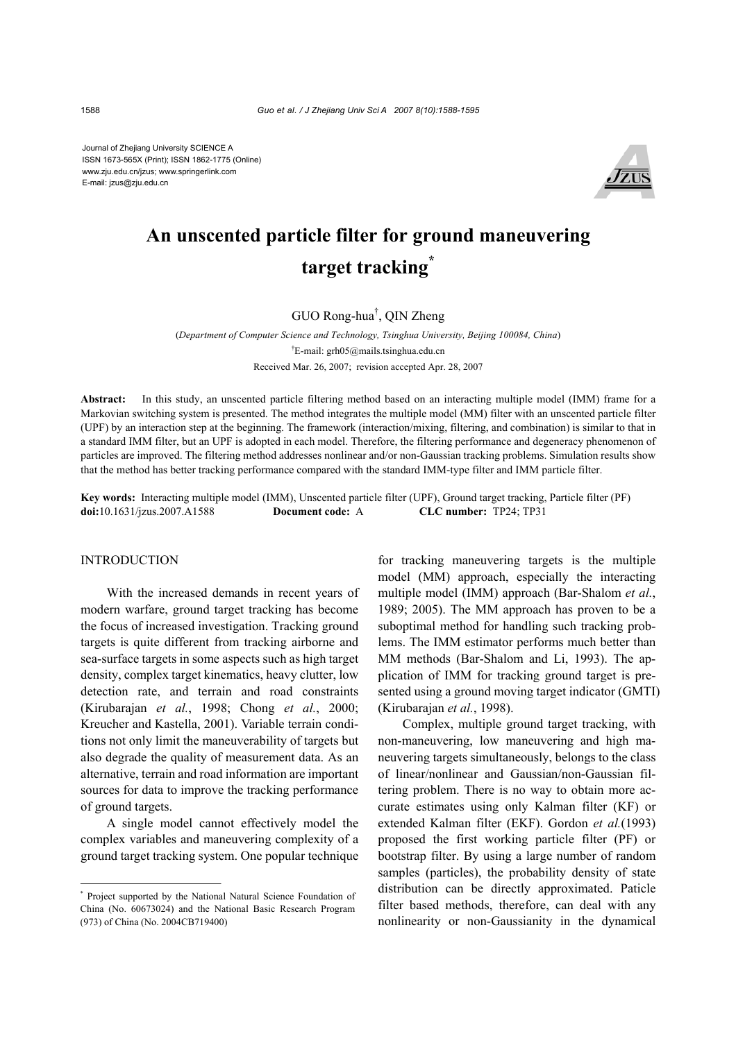Journal of Zhejiang University SCIENCE A
ISSN 1673-565X (Print); ISSN 1862-1775 (Online)
www.zju.edu.cn/jzus; www.springerlink.com
E-mail: jzus@zju.edu.cn

# An unscented particle filter for ground maneuvering target tracking*

GUO Rong-hua†, QIN Zheng

(*Department of Computer Science and Technology, Tsinghua University, Beijing 100084, China*)

†E-mail: grh05@mails.tsinghua.edu.cn

Received Mar. 26, 2007; revision accepted Apr. 28, 2007

**Abstract:** In this study, an unscented particle filtering method based on an interacting multiple model (IMM) frame for a Markovian switching system is presented. The method integrates the multiple model (MM) filter with an unscented particle filter (UPF) by an interaction step at the beginning. The framework (interaction/mixing, filtering, and combination) is similar to that in a standard IMM filter, but an UPF is adopted in each model. Therefore, the filtering performance and degeneracy phenomenon of particles are improved. The filtering method addresses nonlinear and/or non-Gaussian tracking problems. Simulation results show that the method has better tracking performance compared with the standard IMM-type filter and IMM particle filter.

**Key words:** Interacting multiple model (IMM), Unscented particle filter (UPF), Ground target tracking, Particle filter (PF)
**doi:**10.1631/jzus.2007.A1588 **Document code:** A **CLC number:** TP24; TP31

## INTRODUCTION

With the increased demands in recent years of modern warfare, ground target tracking has become the focus of increased investigation. Tracking ground targets is quite different from tracking airborne and sea-surface targets in some aspects such as high target density, complex target kinematics, heavy clutter, low detection rate, and terrain and road constraints (Kirubarajan *et al.*, 1998; Chong *et al.*, 2000; Kreucher and Kastella, 2001). Variable terrain conditions not only limit the maneuverability of targets but also degrade the quality of measurement data. As an alternative, terrain and road information are important sources for data to improve the tracking performance of ground targets.

A single model cannot effectively model the complex variables and maneuvering complexity of a ground target tracking system. One popular technique for tracking maneuvering targets is the multiple model (MM) approach, especially the interacting multiple model (IMM) approach (Bar-Shalom *et al.*, 1989; 2005). The MM approach has proven to be a suboptimal method for handling such tracking problems. The IMM estimator performs much better than MM methods (Bar-Shalom and Li, 1993). The application of IMM for tracking ground target is presented using a ground moving target indicator (GMTI) (Kirubarajan *et al.*, 1998).

Complex, multiple ground target tracking, with non-maneuvering, low maneuvering and high maneuvering targets simultaneously, belongs to the class of linear/nonlinear and Gaussian/non-Gaussian filtering problem. There is no way to obtain more accurate estimates using only Kalman filter (KF) or extended Kalman filter (EKF). Gordon *et al.*(1993) proposed the first working particle filter (PF) or bootstrap filter. By using a large number of random samples (particles), the probability density of state distribution can be directly approximated. Paticle filter based methods, therefore, can deal with any nonlinearity or non-Gaussianity in the dynamical

---

* Project supported by the National Natural Science Foundation of China (No. 60673024) and the National Basic Research Program (973) of China (No. 2004CB719400)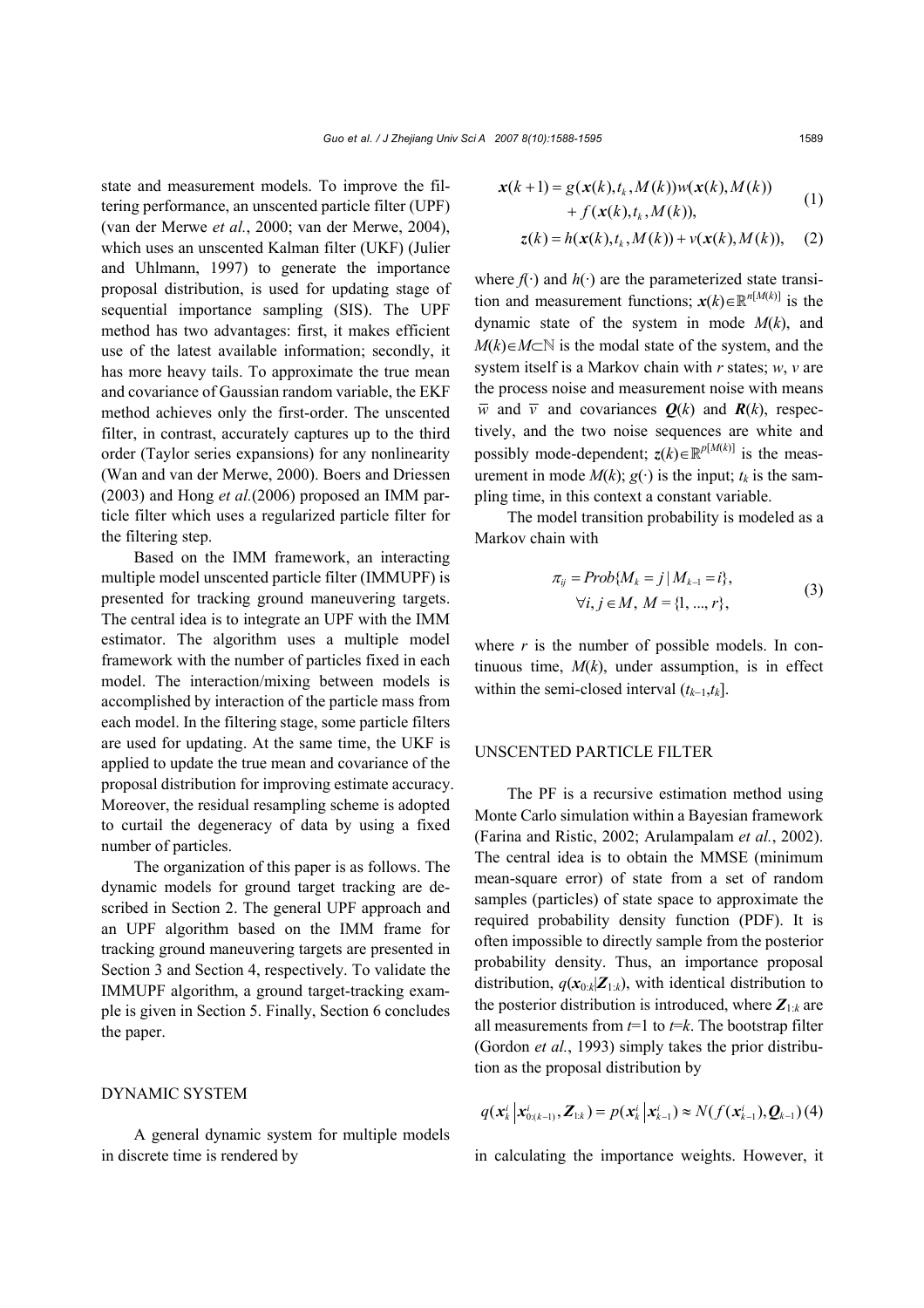state and measurement models. To improve the filtering performance, an unscented particle filter (UPF) (van der Merwe *et al.*, 2000; van der Merwe, 2004), which uses an unscented Kalman filter (UKF) (Julier and Uhlmann, 1997) to generate the importance proposal distribution, is used for updating stage of sequential importance sampling (SIS). The UPF method has two advantages: first, it makes efficient use of the latest available information; secondly, it has more heavy tails. To approximate the true mean and covariance of Gaussian random variable, the EKF method achieves only the first-order. The unscented filter, in contrast, accurately captures up to the third order (Taylor series expansions) for any nonlinearity (Wan and van der Merwe, 2000). Boers and Driessen (2003) and Hong *et al.*(2006) proposed an IMM particle filter which uses a regularized particle filter for the filtering step.

Based on the IMM framework, an interacting multiple model unscented particle filter (IMMUPF) is presented for tracking ground maneuvering targets. The central idea is to integrate an UPF with the IMM estimator. The algorithm uses a multiple model framework with the number of particles fixed in each model. The interaction/mixing between models is accomplished by interaction of the particle mass from each model. In the filtering stage, some particle filters are used for updating. At the same time, the UKF is applied to update the true mean and covariance of the proposal distribution for improving estimate accuracy. Moreover, the residual resampling scheme is adopted to curtail the degeneracy of data by using a fixed number of particles.

The organization of this paper is as follows. The dynamic models for ground target tracking are described in Section 2. The general UPF approach and an UPF algorithm based on the IMM frame for tracking ground maneuvering targets are presented in Section 3 and Section 4, respectively. To validate the IMMUPF algorithm, a ground target-tracking example is given in Section 5. Finally, Section 6 concludes the paper.

## DYNAMIC SYSTEM

A general dynamic system for multiple models in discrete time is rendered by

$$\boldsymbol{x}(k+1) = g(\boldsymbol{x}(k), t_k, M(k))w(\boldsymbol{x}(k), M(k)) + f(\boldsymbol{x}(k), t_k, M(k)), \tag{1}$$

$$\boldsymbol{z}(k) = h(\boldsymbol{x}(k), t_k, M(k)) + v(\boldsymbol{x}(k), M(k)), \tag{2}$$

where $f(\cdot)$ and $h(\cdot)$ are the parameterized state transition and measurement functions; $\boldsymbol{x}(k)\in\mathbb{R}^{n[M(k)]}$ is the dynamic state of the system in mode $M(k)$, and $M(k)\in M\subset\mathbb{N}$ is the modal state of the system, and the system itself is a Markov chain with $r$ states; $w$, $v$ are the process noise and measurement noise with means $\bar{w}$ and $\bar{v}$ and covariances $\boldsymbol{Q}(k)$ and $\boldsymbol{R}(k)$, respectively, and the two noise sequences are white and possibly mode-dependent; $\boldsymbol{z}(k)\in\mathbb{R}^{p[M(k)]}$ is the measurement in mode $M(k)$; $g(\cdot)$ is the input; $t_k$ is the sampling time, in this context a constant variable.

The model transition probability is modeled as a Markov chain with

$$\pi_{ij} = Prob\{M_k = j \mid M_{k-1} = i\}, \quad \forall i, j \in M,\ M = \{1, ..., r\}, \tag{3}$$

where $r$ is the number of possible models. In continuous time, $M(k)$, under assumption, is in effect within the semi-closed interval $(t_{k-1}, t_k]$.

## UNSCENTED PARTICLE FILTER

The PF is a recursive estimation method using Monte Carlo simulation within a Bayesian framework (Farina and Ristic, 2002; Arulampalam *et al.*, 2002). The central idea is to obtain the MMSE (minimum mean-square error) of state from a set of random samples (particles) of state space to approximate the required probability density function (PDF). It is often impossible to directly sample from the posterior probability density. Thus, an importance proposal distribution, $q(\boldsymbol{x}_{0:k}|\boldsymbol{Z}_{1:k})$, with identical distribution to the posterior distribution is introduced, where $\boldsymbol{Z}_{1:k}$ are all measurements from $t$=1 to $t$=$k$. The bootstrap filter (Gordon *et al.*, 1993) simply takes the prior distribution as the proposal distribution by

$$q(\boldsymbol{x}_k^i \mid \boldsymbol{x}_{0:(k-1)}^i, \boldsymbol{Z}_{1:k}) = p(\boldsymbol{x}_k^i \mid \boldsymbol{x}_{k-1}^i) \approx N(f(\boldsymbol{x}_{k-1}^i), \boldsymbol{Q}_{k-1}) \tag{4}$$

in calculating the importance weights. However, it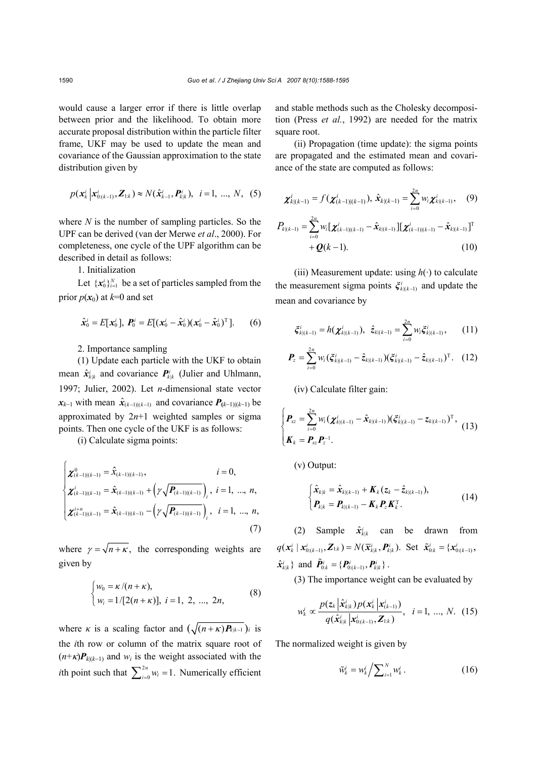would cause a larger error if there is little overlap between prior and the likelihood. To obtain more accurate proposal distribution within the particle filter frame, UKF may be used to update the mean and covariance of the Gaussian approximation to the state distribution given by

$$p(\boldsymbol{x}_k^i \left| \boldsymbol{x}_{0:(k-1)}^i, \boldsymbol{Z}_{1:k}) \approx N(\hat{\boldsymbol{x}}_{k-1}^i, \boldsymbol{P}_{k|k}^i), \quad i=1, \ldots, N, \quad (5)$$

where $N$ is the number of sampling particles. So the UPF can be derived (van der Merwe *et al*., 2000). For completeness, one cycle of the UPF algorithm can be described in detail as follows:

1. Initialization

Let $\{\boldsymbol{x}_0^i\}_{i=1}^N$ be a set of particles sampled from the prior $p(\boldsymbol{x}_0)$ at $k$=0 and set

$$\hat{\boldsymbol{x}}_0^i = E[\boldsymbol{x}_0^i], \ \boldsymbol{P}_0^i = E[(\boldsymbol{x}_0^i - \hat{\boldsymbol{x}}_0^i)(\boldsymbol{x}_0^i - \hat{\boldsymbol{x}}_0^i)^{\mathrm{T}}]. \quad (6)$$

2. Importance sampling

(1) Update each particle with the UKF to obtain mean $\hat{\boldsymbol{x}}_{k|k}^i$ and covariance $\boldsymbol{P}_{k|k}^i$ (Julier and Uhlmann, 1997; Julier, 2002). Let $n$-dimensional state vector $\boldsymbol{x}_{k-1}$ with mean $\hat{\boldsymbol{x}}_{(k-1)|(k-1)}$ and covariance $\boldsymbol{P}_{(k-1)|(k-1)}$ be approximated by $2n$+1 weighted samples or sigma points. Then one cycle of the UKF is as follows:

(i) Calculate sigma points:

$$\begin{cases} \boldsymbol{\chi}_{(k-1)|(k-1)}^0 = \hat{x}_{(k-1)|(k-1)}, & i=0, \\ \boldsymbol{\chi}_{(k-1)|(k-1)}^i = \hat{\boldsymbol{x}}_{(k-1)|(k-1)} + \left(\gamma\sqrt{\boldsymbol{P}_{(k-1)|(k-1)}}\right)_i, & i=1, \ldots, n, \\ \boldsymbol{\chi}_{(k-1)|(k-1)}^{i+n} = \hat{\boldsymbol{x}}_{(k-1)|(k-1)} - \left(\gamma\sqrt{\boldsymbol{P}_{(k-1)|(k-1)}}\right)_i, & i=1, \ldots, n, \end{cases} \quad (7)$$

where $\gamma = \sqrt{n+\kappa}$, the corresponding weights are given by

$$\begin{cases} w_0 = \kappa/(n+\kappa), \\ w_i = 1/[2(n+\kappa)], \ i=1, 2, \ldots, 2n, \end{cases} \quad (8)$$

where $\kappa$ is a scaling factor and $\left(\sqrt{(n+\kappa)\boldsymbol{P}_{k|k-1}}\right)_i$ is the $i$th row or column of the matrix square root of $(n+\kappa)\boldsymbol{P}_{k|(k-1)}$ and $w_i$ is the weight associated with the $i$th point such that $\sum_{i=0}^{2n} w_i = 1$. Numerically efficient and stable methods such as the Cholesky decomposition (Press *et al.*, 1992) are needed for the matrix square root.

(ii) Propagation (time update): the sigma points are propagated and the estimated mean and covariance of the state are computed as follows:

$$\boldsymbol{\chi}_{k|(k-1)}^i = f(\boldsymbol{\chi}_{(k-1)|(k-1)}^i), \ \hat{\boldsymbol{x}}_{k|(k-1)} = \sum_{i=0}^{2n} w_i \boldsymbol{\chi}_{k|(k-1)}^i, \quad (9)$$

$$P_{k|(k-1)} = \sum_{i=0}^{2n} w_i [\boldsymbol{\chi}_{(k-1)|(k-1)}^i - \hat{\boldsymbol{x}}_{k|(k-1)}][\boldsymbol{\chi}_{(k-1)|(k-1)}^i - \hat{\boldsymbol{x}}_{k|(k-1)}]^{\mathrm{T}} + \boldsymbol{Q}(k-1). \quad (10)$$

(iii) Measurement update: using $h(\cdot)$ to calculate the measurement sigma points $\boldsymbol{\xi}_{k|(k-1)}^i$ and update the mean and covariance by

$$\boldsymbol{\xi}_{k|(k-1)}^i = h(\boldsymbol{\chi}_{k|(k-1)}^i), \ \ \hat{\boldsymbol{z}}_{k|(k-1)} = \sum_{i=0}^{2n} w_i \boldsymbol{\xi}_{k|(k-1)}^i, \quad (11)$$

$$\boldsymbol{P}_z = \sum_{i=0}^{2n} w_i (\boldsymbol{\xi}_{k|(k-1)}^i - \hat{\boldsymbol{z}}_{k|(k-1)})(\boldsymbol{\xi}_{k|(k-1)}^i - \hat{\boldsymbol{z}}_{k|(k-1)})^{\mathrm{T}}. \quad (12)$$

(iv) Calculate filter gain:

$$\begin{cases} \boldsymbol{P}_{xz} = \sum_{i=0}^{2n} w_i (\boldsymbol{\chi}_{k|(k-1)}^i - \hat{\boldsymbol{x}}_{k|(k-1)})(\boldsymbol{\xi}_{k|(k-1)}^i - \boldsymbol{z}_{k|(k-1)})^{\mathrm{T}}, \\ \boldsymbol{K}_k = \boldsymbol{P}_{xz} \boldsymbol{P}_z^{-1}. \end{cases} \quad (13)$$

(v) Output:

$$\begin{cases} \hat{\boldsymbol{x}}_{k|k} = \hat{\boldsymbol{x}}_{k|(k-1)} + \boldsymbol{K}_k (\boldsymbol{z}_k - \hat{\boldsymbol{z}}_{k|(k-1)}), \\ \boldsymbol{P}_{k|k} = \boldsymbol{P}_{k|(k-1)} - \boldsymbol{K}_k \boldsymbol{P}_z \boldsymbol{K}_k^{\mathrm{T}}. \end{cases} \quad (14)$$

(2) Sample $\hat{\boldsymbol{x}}_{k|k}^i$ can be drawn from $q(\boldsymbol{x}_k^i \mid \boldsymbol{x}_{0:(k-1)}^i, \boldsymbol{Z}_{1:k}) = N(\overline{\boldsymbol{x}}_{k|k}^i, \boldsymbol{P}_{k|k}^i)$. Set $\tilde{\boldsymbol{x}}_{0:k}^i = \{\boldsymbol{x}_{0:(k-1)}^i, \hat{\boldsymbol{x}}_{k|k}^i\}$ and $\tilde{\boldsymbol{P}}_{0:k}^i = \{\boldsymbol{P}_{0:(k-1)}^i, \boldsymbol{P}_{k|k}^i\}$.

(3) The importance weight can be evaluated by

$$w_k^i \propto \frac{p(\boldsymbol{z}_k \left| \hat{\boldsymbol{x}}_{k|k}^i) p(\boldsymbol{x}_k^i \right| \boldsymbol{x}_{(k-1)}^i)}{q(\hat{\boldsymbol{x}}_{k|k}^i \left| \boldsymbol{x}_{0:(k-1)}^i, \boldsymbol{Z}_{1:k})}, \quad i=1, \ldots, N. \quad (15)$$

The normalized weight is given by

$$\tilde{w}_k^i = w_k^i \Big/ \sum_{i=1}^N w_k^i \,. \quad (16)$$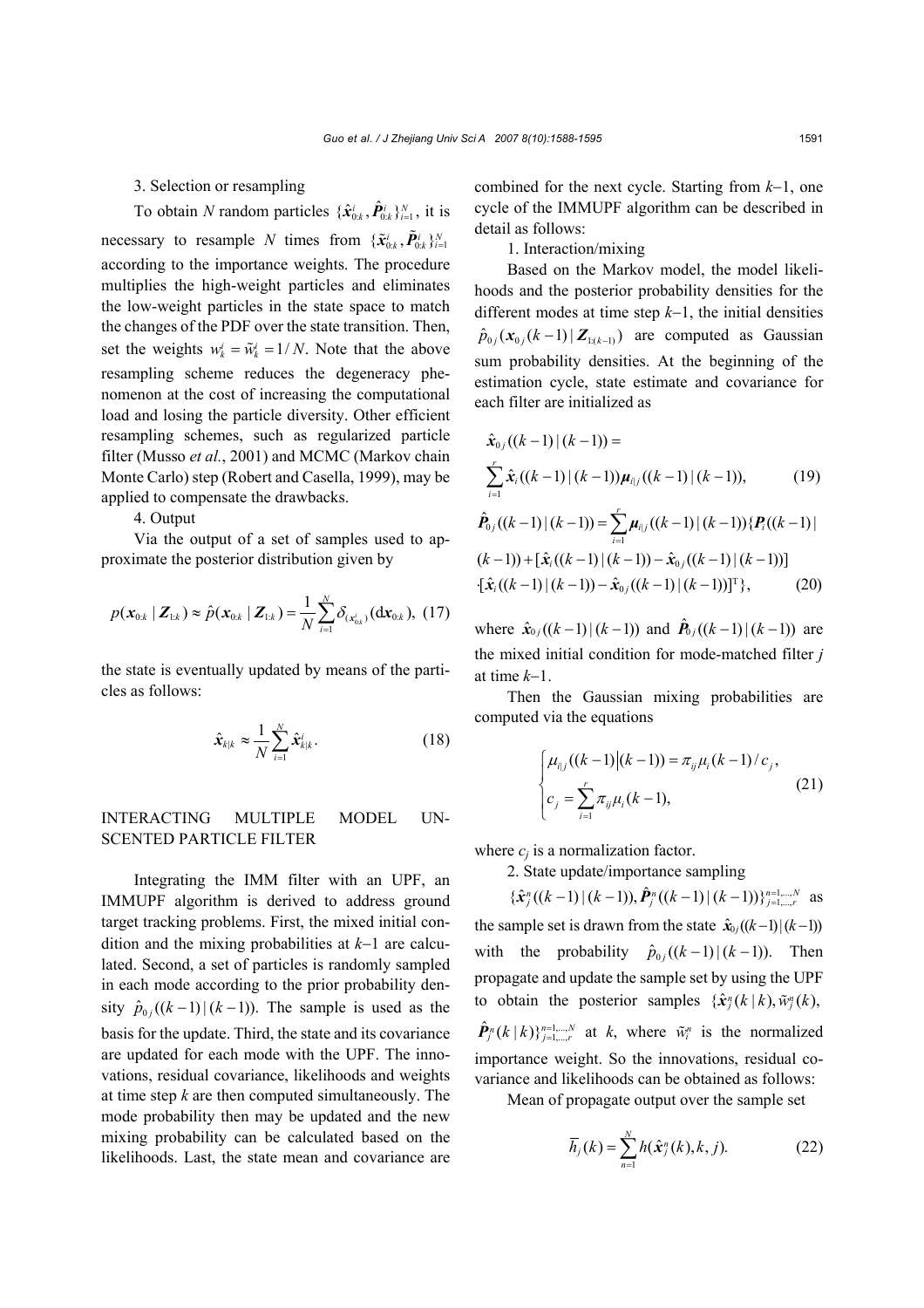3. Selection or resampling

To obtain $N$ random particles $\{\hat{\boldsymbol{x}}_{0:k}^i, \hat{\boldsymbol{P}}_{0:k}^i\}_{i=1}^N$, it is necessary to resample $N$ times from $\{\tilde{\boldsymbol{x}}_{0:k}^i, \tilde{\boldsymbol{P}}_{0:k}^i\}_{i=1}^N$ according to the importance weights. The procedure multiplies the high-weight particles and eliminates the low-weight particles in the state space to match the changes of the PDF over the state transition. Then, set the weights $w_k^i = \tilde{w}_k^i = 1/N$. Note that the above resampling scheme reduces the degeneracy phenomenon at the cost of increasing the computational load and losing the particle diversity. Other efficient resampling schemes, such as regularized particle filter (Musso *et al.*, 2001) and MCMC (Markov chain Monte Carlo) step (Robert and Casella, 1999), may be applied to compensate the drawbacks.

4. Output

Via the output of a set of samples used to approximate the posterior distribution given by

$$p(\boldsymbol{x}_{0:k} \mid \boldsymbol{Z}_{1:k}) \approx \hat{p}(\boldsymbol{x}_{0:k} \mid \boldsymbol{Z}_{1:k}) = \frac{1}{N}\sum_{i=1}^{N} \delta_{(\boldsymbol{x}_{0:k}^i)}(\mathrm{d}\boldsymbol{x}_{0:k}), \tag{17}$$

the state is eventually updated by means of the particles as follows:

$$\hat{\boldsymbol{x}}_{k|k} \approx \frac{1}{N}\sum_{i=1}^{N} \hat{\boldsymbol{x}}_{k|k}^i. \tag{18}$$

## INTERACTING MULTIPLE MODEL UNSCENTED PARTICLE FILTER

Integrating the IMM filter with an UPF, an IMMUPF algorithm is derived to address ground target tracking problems. First, the mixed initial condition and the mixing probabilities at $k-1$ are calculated. Second, a set of particles is randomly sampled in each mode according to the prior probability density $\hat{p}_{0j}((k-1)\mid(k-1))$. The sample is used as the basis for the update. Third, the state and its covariance are updated for each mode with the UPF. The innovations, residual covariance, likelihoods and weights at time step $k$ are then computed simultaneously. The mode probability then may be updated and the new mixing probability can be calculated based on the likelihoods. Last, the state mean and covariance are combined for the next cycle. Starting from $k-1$, one cycle of the IMMUPF algorithm can be described in detail as follows:

1. Interaction/mixing

Based on the Markov model, the model likelihoods and the posterior probability densities for the different modes at time step $k-1$, the initial densities $\hat{p}_{0j}(\boldsymbol{x}_{0j}(k-1)\mid \boldsymbol{Z}_{1:(k-1)})$ are computed as Gaussian sum probability densities. At the beginning of the estimation cycle, state estimate and covariance for each filter are initialized as

$$\hat{\boldsymbol{x}}_{0j}((k-1)\mid(k-1)) = \sum_{i=1}^{r} \hat{\boldsymbol{x}}_i((k-1)\mid(k-1))\boldsymbol{\mu}_{i|j}((k-1)\mid(k-1)), \tag{19}$$

$$\begin{aligned}\hat{\boldsymbol{P}}_{0j}((k-1)\mid(k-1)) = \sum_{i=1}^{r} \boldsymbol{\mu}_{i|j}((k-1)\mid(k-1))\{&\boldsymbol{P}_i((k-1)\mid(k-1)) + [\hat{\boldsymbol{x}}_i((k-1)\mid(k-1)) - \hat{\boldsymbol{x}}_{0j}((k-1)\mid(k-1))]\\ &\cdot[\hat{\boldsymbol{x}}_i((k-1)\mid(k-1)) - \hat{\boldsymbol{x}}_{0j}((k-1)\mid(k-1))]^{\mathrm{T}}\},\end{aligned} \tag{20}$$

where $\hat{\boldsymbol{x}}_{0j}((k-1)\mid(k-1))$ and $\hat{\boldsymbol{P}}_{0j}((k-1)\mid(k-1))$ are the mixed initial condition for mode-matched filter $j$ at time $k-1$.

Then the Gaussian mixing probabilities are computed via the equations

$$\begin{cases}\mu_{i|j}((k-1)\mid(k-1)) = \pi_{ij}\mu_i(k-1)/c_j,\\ c_j = \sum_{i=1}^{r}\pi_{ij}\mu_i(k-1),\end{cases} \tag{21}$$

where $c_j$ is a normalization factor.

2. State update/importance sampling

$\{\hat{\boldsymbol{x}}_j^n((k-1)\mid(k-1)), \hat{\boldsymbol{P}}_j^n((k-1)\mid(k-1))\}_{j=1,\dots,r}^{n=1,\dots,N}$ as the sample set is drawn from the state $\hat{\boldsymbol{x}}_{0j}((k-1)\mid(k-1))$ with the probability $\hat{p}_{0j}((k-1)\mid(k-1))$. Then propagate and update the sample set by using the UPF to obtain the posterior samples $\{\hat{\boldsymbol{x}}_j^n(k\mid k), \tilde{w}_j^n(k), \hat{\boldsymbol{P}}_j^n(k\mid k)\}_{j=1,\dots,r}^{n=1,\dots,N}$ at $k$, where $\tilde{w}_i^n$ is the normalized importance weight. So the innovations, residual covariance and likelihoods can be obtained as follows:

Mean of propagate output over the sample set

$$\overline{h}_j(k) = \sum_{n=1}^{N} h(\hat{\boldsymbol{x}}_j^n(k), k, j). \tag{22}$$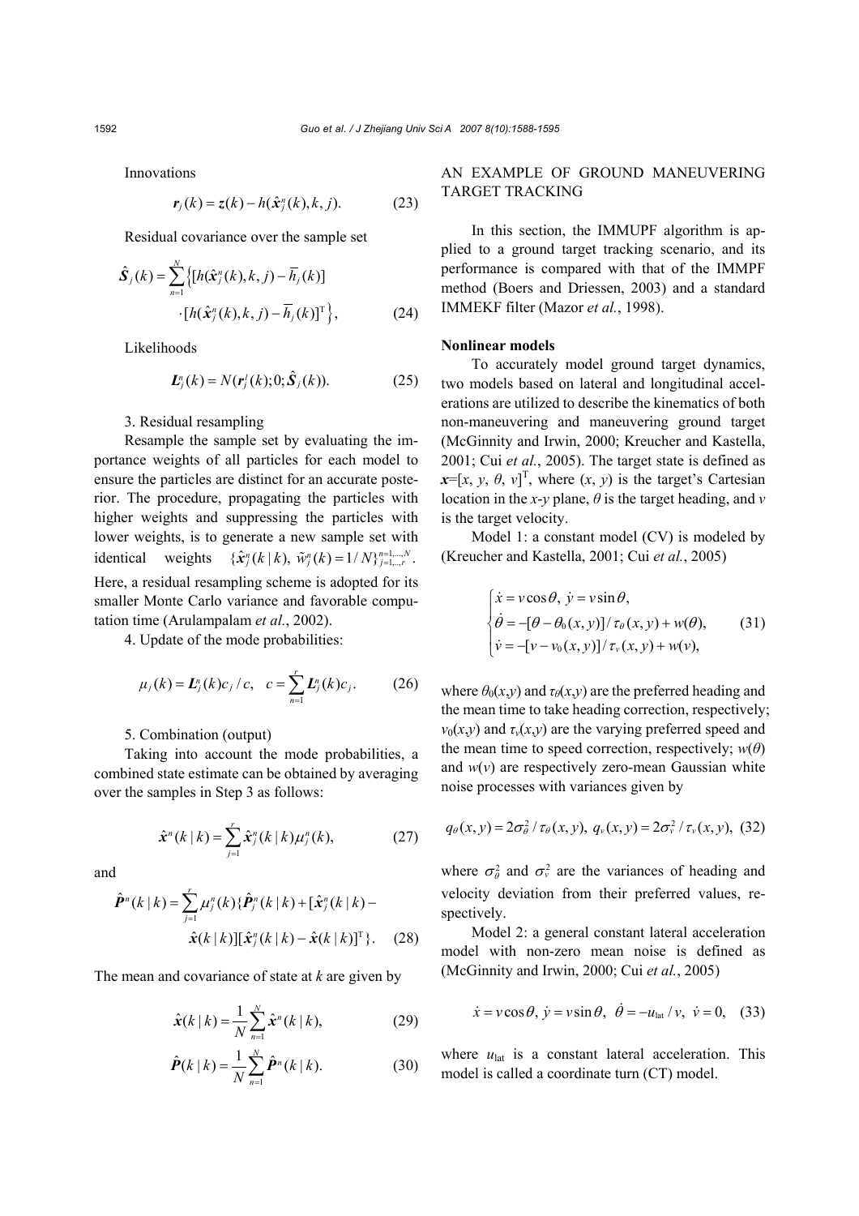Innovations

$$\boldsymbol{r}_j(k) = \boldsymbol{z}(k) - h(\hat{\boldsymbol{x}}_j^n(k), k, j). \tag{23}$$

Residual covariance over the sample set

$$\hat{\boldsymbol{S}}_j(k) = \sum_{n=1}^{N} \left\{ [h(\hat{\boldsymbol{x}}_j^n(k), k, j) - \bar{h}_j(k)] \cdot [h(\hat{\boldsymbol{x}}_j^n(k), k, j) - \bar{h}_j(k)]^{\mathrm{T}} \right\}, \tag{24}$$

Likelihoods

$$\boldsymbol{L}_j^n(k) = N(\boldsymbol{r}_j^i(k); 0; \hat{\boldsymbol{S}}_j(k)). \tag{25}$$

3. Residual resampling

Resample the sample set by evaluating the importance weights of all particles for each model to ensure the particles are distinct for an accurate posterior. The procedure, propagating the particles with higher weights and suppressing the particles with lower weights, is to generate a new sample set with identical weights $\{\hat{\boldsymbol{x}}_j^n(k\,|\,k),\ \tilde{w}_j^n(k) = 1/N\}_{j=1,\dots,r}^{n=1,\dots,N}$. Here, a residual resampling scheme is adopted for its smaller Monte Carlo variance and favorable computation time (Arulampalam *et al.*, 2002).

4. Update of the mode probabilities:

$$\mu_j(k) = \boldsymbol{L}_j^n(k) c_j / c, \quad c = \sum_{n=1}^{r} \boldsymbol{L}_j^n(k) c_j. \tag{26}$$

5. Combination (output)

Taking into account the mode probabilities, a combined state estimate can be obtained by averaging over the samples in Step 3 as follows:

$$\hat{\boldsymbol{x}}^n(k\,|\,k) = \sum_{j=1}^{r} \hat{\boldsymbol{x}}_j^n(k\,|\,k) \mu_j^n(k), \tag{27}$$

and

$$\hat{\boldsymbol{P}}^n(k\,|\,k) = \sum_{j=1}^{r} \mu_j^n(k) \{ \hat{\boldsymbol{P}}_j^n(k\,|\,k) + [\hat{\boldsymbol{x}}_j^n(k\,|\,k) - \hat{\boldsymbol{x}}(k\,|\,k)][\hat{\boldsymbol{x}}_j^n(k\,|\,k) - \hat{\boldsymbol{x}}(k\,|\,k)]^{\mathrm{T}} \}. \tag{28}$$

The mean and covariance of state at $k$ are given by

$$\hat{\boldsymbol{x}}(k\,|\,k) = \frac{1}{N} \sum_{n=1}^{N} \hat{\boldsymbol{x}}^n(k\,|\,k), \tag{29}$$

$$\hat{\boldsymbol{P}}(k\,|\,k) = \frac{1}{N} \sum_{n=1}^{N} \hat{\boldsymbol{P}}^n(k\,|\,k). \tag{30}$$

## AN EXAMPLE OF GROUND MANEUVERING TARGET TRACKING

In this section, the IMMUPF algorithm is applied to a ground target tracking scenario, and its performance is compared with that of the IMMPF method (Boers and Driessen, 2003) and a standard IMMEKF filter (Mazor *et al.*, 1998).

### Nonlinear models

To accurately model ground target dynamics, two models based on lateral and longitudinal accelerations are utilized to describe the kinematics of both non-maneuvering and maneuvering ground target (McGinnity and Irwin, 2000; Kreucher and Kastella, 2001; Cui *et al.*, 2005). The target state is defined as $\boldsymbol{x}=[x, y, \theta, v]^{\mathrm{T}}$, where $(x, y)$ is the target's Cartesian location in the $x$-$y$ plane, $\theta$ is the target heading, and $v$ is the target velocity.

Model 1: a constant model (CV) is modeled by (Kreucher and Kastella, 2001; Cui *et al.*, 2005)

$$\begin{cases} \dot{x} = v\cos\theta,\ \dot{y} = v\sin\theta, \\ \dot{\theta} = -[\theta - \theta_0(x, y)] / \tau_\theta(x, y) + w(\theta), \\ \dot{v} = -[v - v_0(x, y)] / \tau_v(x, y) + w(v), \end{cases} \tag{31}$$

where $\theta_0(x,y)$ and $\tau_\theta(x,y)$ are the preferred heading and the mean time to take heading correction, respectively; $v_0(x,y)$ and $\tau_v(x,y)$ are the varying preferred speed and the mean time to speed correction, respectively; $w(\theta)$ and $w(v)$ are respectively zero-mean Gaussian white noise processes with variances given by

$$q_\theta(x, y) = 2\sigma_\theta^2 / \tau_\theta(x, y),\ q_v(x, y) = 2\sigma_v^2 / \tau_v(x, y), \tag{32}$$

where $\sigma_\theta^2$ and $\sigma_v^2$ are the variances of heading and velocity deviation from their preferred values, respectively.

Model 2: a general constant lateral acceleration model with non-zero mean noise is defined as (McGinnity and Irwin, 2000; Cui *et al.*, 2005)

$$\dot{x} = v\cos\theta,\ \dot{y} = v\sin\theta,\ \ \dot{\theta} = -u_{\mathrm{lat}} / v,\ \ \dot{v} = 0, \tag{33}$$

where $u_{\mathrm{lat}}$ is a constant lateral acceleration. This model is called a coordinate turn (CT) model.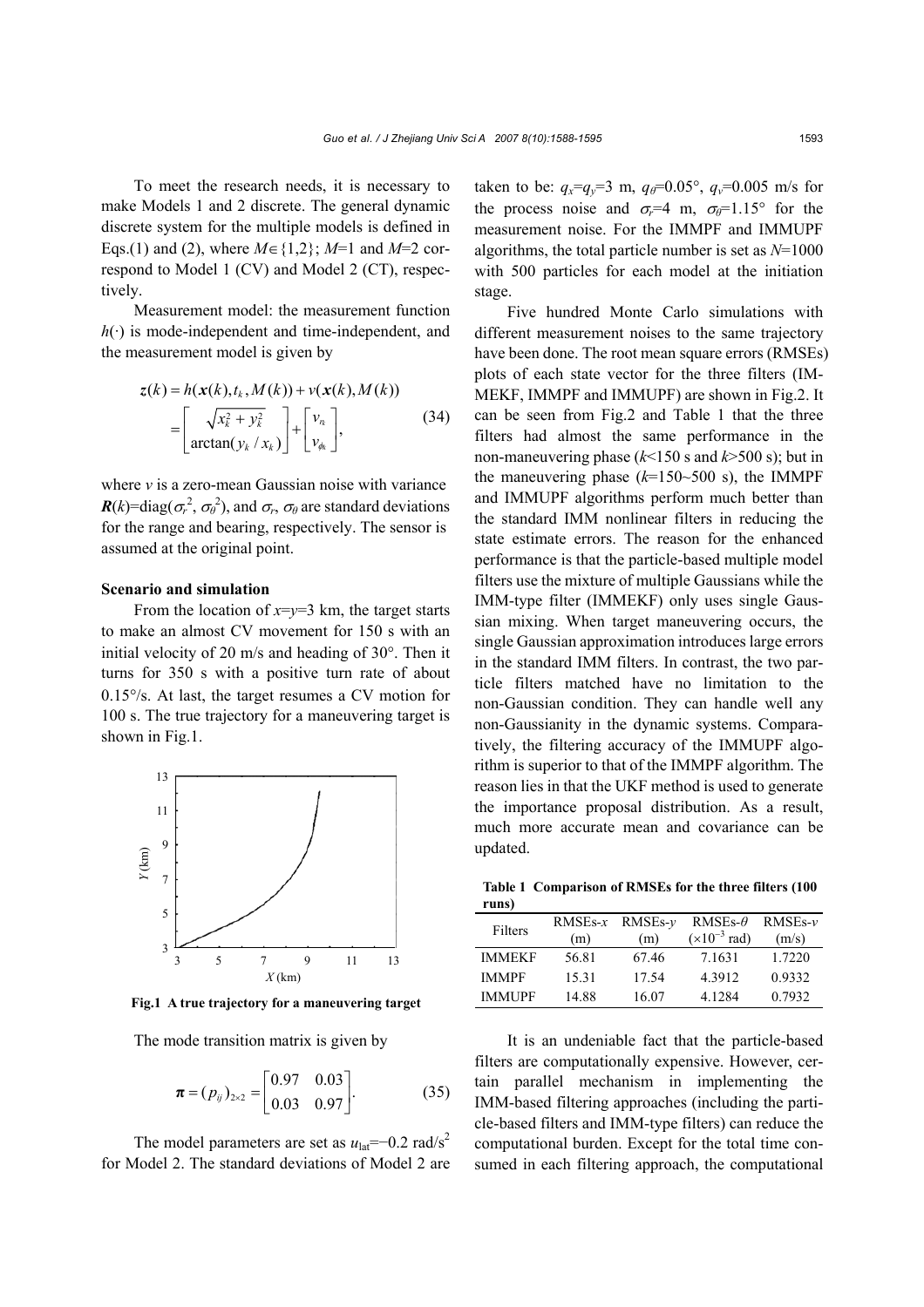To meet the research needs, it is necessary to make Models 1 and 2 discrete. The general dynamic discrete system for the multiple models is defined in Eqs.(1) and (2), where $M\in\{1,2\}$; $M$=1 and $M$=2 correspond to Model 1 (CV) and Model 2 (CT), respectively.

Measurement model: the measurement function $h(\cdot)$ is mode-independent and time-independent, and the measurement model is given by

$$\boldsymbol{z}(k)=h(\boldsymbol{x}(k),t_k,M(k))+v(\boldsymbol{x}(k),M(k))$$
$$=\begin{bmatrix}\sqrt{x_k^2+y_k^2}\\ \arctan(y_k/x_k)\end{bmatrix}+\begin{bmatrix}v_{r_k}\\ v_{\phi_k}\end{bmatrix}, \tag{34}$$

where $v$ is a zero-mean Gaussian noise with variance $\boldsymbol{R}(k)=\text{diag}(\sigma_r^2, \sigma_\theta^2)$, and $\sigma_r$, $\sigma_\theta$ are standard deviations for the range and bearing, respectively. The sensor is assumed at the original point.

**Scenario and simulation**

From the location of $x$=$y$=3 km, the target starts to make an almost CV movement for 150 s with an initial velocity of 20 m/s and heading of 30°. Then it turns for 350 s with a positive turn rate of about 0.15°/s. At last, the target resumes a CV motion for 100 s. The true trajectory for a maneuvering target is shown in Fig.1.

**Fig.1 A true trajectory for a maneuvering target**

The mode transition matrix is given by

$$\boldsymbol{\pi}=(p_{ij})_{2\times2}=\begin{bmatrix}0.97 & 0.03\\ 0.03 & 0.97\end{bmatrix}. \tag{35}$$

The model parameters are set as $u_{\text{lat}}$=−0.2 rad/s$^2$ for Model 2. The standard deviations of Model 2 are taken to be: $q_x$=$q_y$=3 m, $q_\theta$=0.05°, $q_v$=0.005 m/s for the process noise and $\sigma_r$=4 m, $\sigma_\theta$=1.15° for the measurement noise. For the IMMPF and IMMUPF algorithms, the total particle number is set as $N$=1000 with 500 particles for each model at the initiation stage.

Five hundred Monte Carlo simulations with different measurement noises to the same trajectory have been done. The root mean square errors (RMSEs) plots of each state vector for the three filters (IMMEKF, IMMPF and IMMUPF) are shown in Fig.2. It can be seen from Fig.2 and Table 1 that the three filters had almost the same performance in the non-maneuvering phase ($k$<150 s and $k$>500 s); but in the maneuvering phase ($k$=150~500 s), the IMMPF and IMMUPF algorithms perform much better than the standard IMM nonlinear filters in reducing the state estimate errors. The reason for the enhanced performance is that the particle-based multiple model filters use the mixture of multiple Gaussians while the IMM-type filter (IMMEKF) only uses single Gaussian mixing. When target maneuvering occurs, the single Gaussian approximation introduces large errors in the standard IMM filters. In contrast, the two particle filters matched have no limitation to the non-Gaussian condition. They can handle well any non-Gaussianity in the dynamic systems. Comparatively, the filtering accuracy of the IMMUPF algorithm is superior to that of the IMMPF algorithm. The reason lies in that the UKF method is used to generate the importance proposal distribution. As a result, much more accurate mean and covariance can be updated.

**Table 1 Comparison of RMSEs for the three filters (100 runs)**

| Filters | RMSEs-$x$ (m) | RMSEs-$y$ (m) | RMSEs-$\theta$ ($\times10^{-3}$ rad) | RMSEs-$v$ (m/s) |
|---|---|---|---|---|
| IMMEKF | 56.81 | 67.46 | 7.1631 | 1.7220 |
| IMMPF | 15.31 | 17.54 | 4.3912 | 0.9332 |
| IMMUPF | 14.88 | 16.07 | 4.1284 | 0.7932 |

It is an undeniable fact that the particle-based filters are computationally expensive. However, certain parallel mechanism in implementing the IMM-based filtering approaches (including the particle-based filters and IMM-type filters) can reduce the computational burden. Except for the total time consumed in each filtering approach, the computational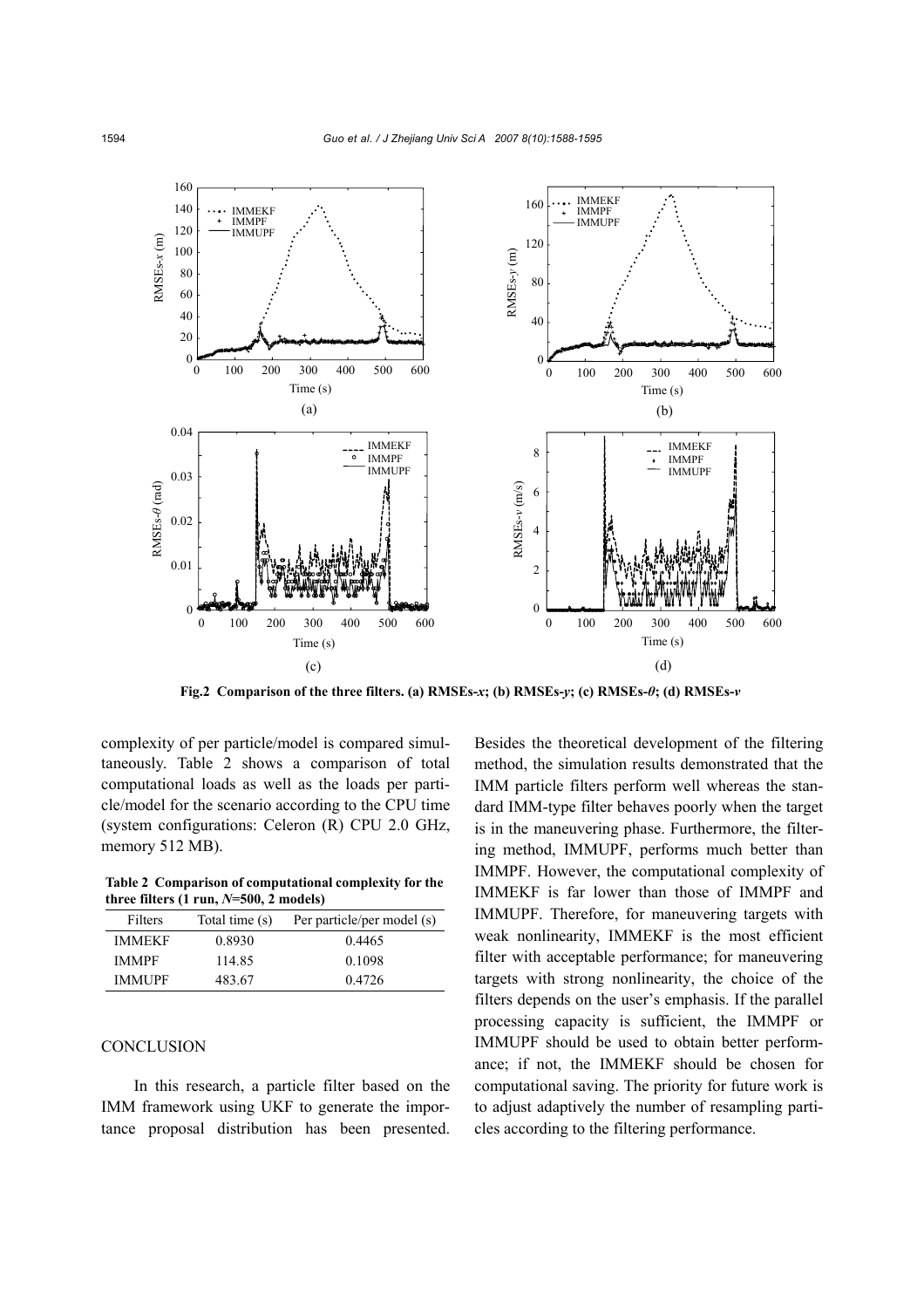Fig.2 Comparison of the three filters. (a) RMSEs-$x$; (b) RMSEs-$y$; (c) RMSEs-$\theta$; (d) RMSEs-$v$

complexity of per particle/model is compared simultaneously. Table 2 shows a comparison of total computational loads as well as the loads per particle/model for the scenario according to the CPU time (system configurations: Celeron (R) CPU 2.0 GHz, memory 512 MB).

**Table 2 Comparison of computational complexity for the three filters (1 run, $N$=500, 2 models)**

| Filters | Total time (s) | Per particle/per model (s) |
|---|---|---|
| IMMEKF | 0.8930 | 0.4465 |
| IMMPF | 114.85 | 0.1098 |
| IMMUPF | 483.67 | 0.4726 |

## CONCLUSION

In this research, a particle filter based on the IMM framework using UKF to generate the importance proposal distribution has been presented. Besides the theoretical development of the filtering method, the simulation results demonstrated that the IMM particle filters perform well whereas the standard IMM-type filter behaves poorly when the target is in the maneuvering phase. Furthermore, the filtering method, IMMUPF, performs much better than IMMPF. However, the computational complexity of IMMEKF is far lower than those of IMMPF and IMMUPF. Therefore, for maneuvering targets with weak nonlinearity, IMMEKF is the most efficient filter with acceptable performance; for maneuvering targets with strong nonlinearity, the choice of the filters depends on the user's emphasis. If the parallel processing capacity is sufficient, the IMMPF or IMMUPF should be used to obtain better performance; if not, the IMMEKF should be chosen for computational saving. The priority for future work is to adjust adaptively the number of resampling particles according to the filtering performance.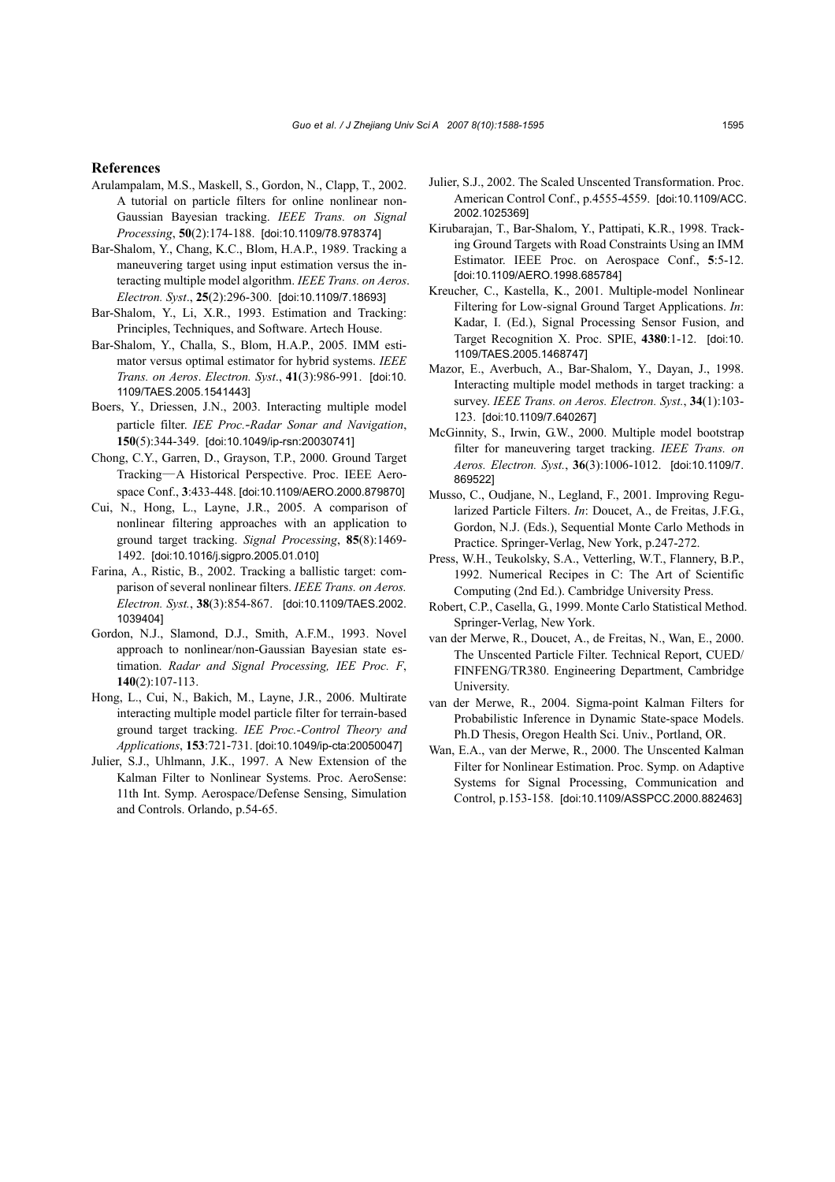## References

Arulampalam, M.S., Maskell, S., Gordon, N., Clapp, T., 2002. A tutorial on particle filters for online nonlinear non-Gaussian Bayesian tracking. *IEEE Trans. on Signal Processing*, **50**(2):174-188. [doi:10.1109/78.978374]

Bar-Shalom, Y., Chang, K.C., Blom, H.A.P., 1989. Tracking a maneuvering target using input estimation versus the interacting multiple model algorithm. *IEEE Trans. on Aeros. Electron. Syst*., **25**(2):296-300. [doi:10.1109/7.18693]

Bar-Shalom, Y., Li, X.R., 1993. Estimation and Tracking: Principles, Techniques, and Software. Artech House.

Bar-Shalom, Y., Challa, S., Blom, H.A.P., 2005. IMM estimator versus optimal estimator for hybrid systems. *IEEE Trans. on Aeros. Electron. Syst*., **41**(3):986-991. [doi:10.1109/TAES.2005.1541443]

Boers, Y., Driessen, J.N., 2003. Interacting multiple model particle filter. *IEE Proc.-Radar Sonar and Navigation*, **150**(5):344-349. [doi:10.1049/ip-rsn:20030741]

Chong, C.Y., Garren, D., Grayson, T.P., 2000. Ground Target Tracking—A Historical Perspective. Proc. IEEE Aerospace Conf., **3**:433-448. [doi:10.1109/AERO.2000.879870]

Cui, N., Hong, L., Layne, J.R., 2005. A comparison of nonlinear filtering approaches with an application to ground target tracking. *Signal Processing*, **85**(8):1469-1492. [doi:10.1016/j.sigpro.2005.01.010]

Farina, A., Ristic, B., 2002. Tracking a ballistic target: comparison of several nonlinear filters. *IEEE Trans. on Aeros. Electron. Syst.*, **38**(3):854-867. [doi:10.1109/TAES.2002.1039404]

Gordon, N.J., Slamond, D.J., Smith, A.F.M., 1993. Novel approach to nonlinear/non-Gaussian Bayesian state estimation. *Radar and Signal Processing, IEE Proc. F*, **140**(2):107-113.

Hong, L., Cui, N., Bakich, M., Layne, J.R., 2006. Multirate interacting multiple model particle filter for terrain-based ground target tracking. *IEE Proc.-Control Theory and Applications*, **153**:721-731. [doi:10.1049/ip-cta:20050047]

Julier, S.J., Uhlmann, J.K., 1997. A New Extension of the Kalman Filter to Nonlinear Systems. Proc. AeroSense: 11th Int. Symp. Aerospace/Defense Sensing, Simulation and Controls. Orlando, p.54-65.

Julier, S.J., 2002. The Scaled Unscented Transformation. Proc. American Control Conf., p.4555-4559. [doi:10.1109/ACC.2002.1025369]

Kirubarajan, T., Bar-Shalom, Y., Pattipati, K.R., 1998. Tracking Ground Targets with Road Constraints Using an IMM Estimator. IEEE Proc. on Aerospace Conf., **5**:5-12. [doi:10.1109/AERO.1998.685784]

Kreucher, C., Kastella, K., 2001. Multiple-model Nonlinear Filtering for Low-signal Ground Target Applications. *In*: Kadar, I. (Ed.), Signal Processing Sensor Fusion, and Target Recognition X. Proc. SPIE, **4380**:1-12. [doi:10.1109/TAES.2005.1468747]

Mazor, E., Averbuch, A., Bar-Shalom, Y., Dayan, J., 1998. Interacting multiple model methods in target tracking: a survey. *IEEE Trans. on Aeros. Electron. Syst.*, **34**(1):103-123. [doi:10.1109/7.640267]

McGinnity, S., Irwin, G.W., 2000. Multiple model bootstrap filter for maneuvering target tracking. *IEEE Trans. on Aeros. Electron. Syst.*, **36**(3):1006-1012. [doi:10.1109/7.869522]

Musso, C., Oudjane, N., Legland, F., 2001. Improving Regularized Particle Filters. *In*: Doucet, A., de Freitas, J.F.G., Gordon, N.J. (Eds.), Sequential Monte Carlo Methods in Practice. Springer-Verlag, New York, p.247-272.

Press, W.H., Teukolsky, S.A., Vetterling, W.T., Flannery, B.P., 1992. Numerical Recipes in C: The Art of Scientific Computing (2nd Ed.). Cambridge University Press.

Robert, C.P., Casella, G., 1999. Monte Carlo Statistical Method. Springer-Verlag, New York.

van der Merwe, R., Doucet, A., de Freitas, N., Wan, E., 2000. The Unscented Particle Filter. Technical Report, CUED/FINFENG/TR380. Engineering Department, Cambridge University.

van der Merwe, R., 2004. Sigma-point Kalman Filters for Probabilistic Inference in Dynamic State-space Models. Ph.D Thesis, Oregon Health Sci. Univ., Portland, OR.

Wan, E.A., van der Merwe, R., 2000. The Unscented Kalman Filter for Nonlinear Estimation. Proc. Symp. on Adaptive Systems for Signal Processing, Communication and Control, p.153-158. [doi:10.1109/ASSPCC.2000.882463]